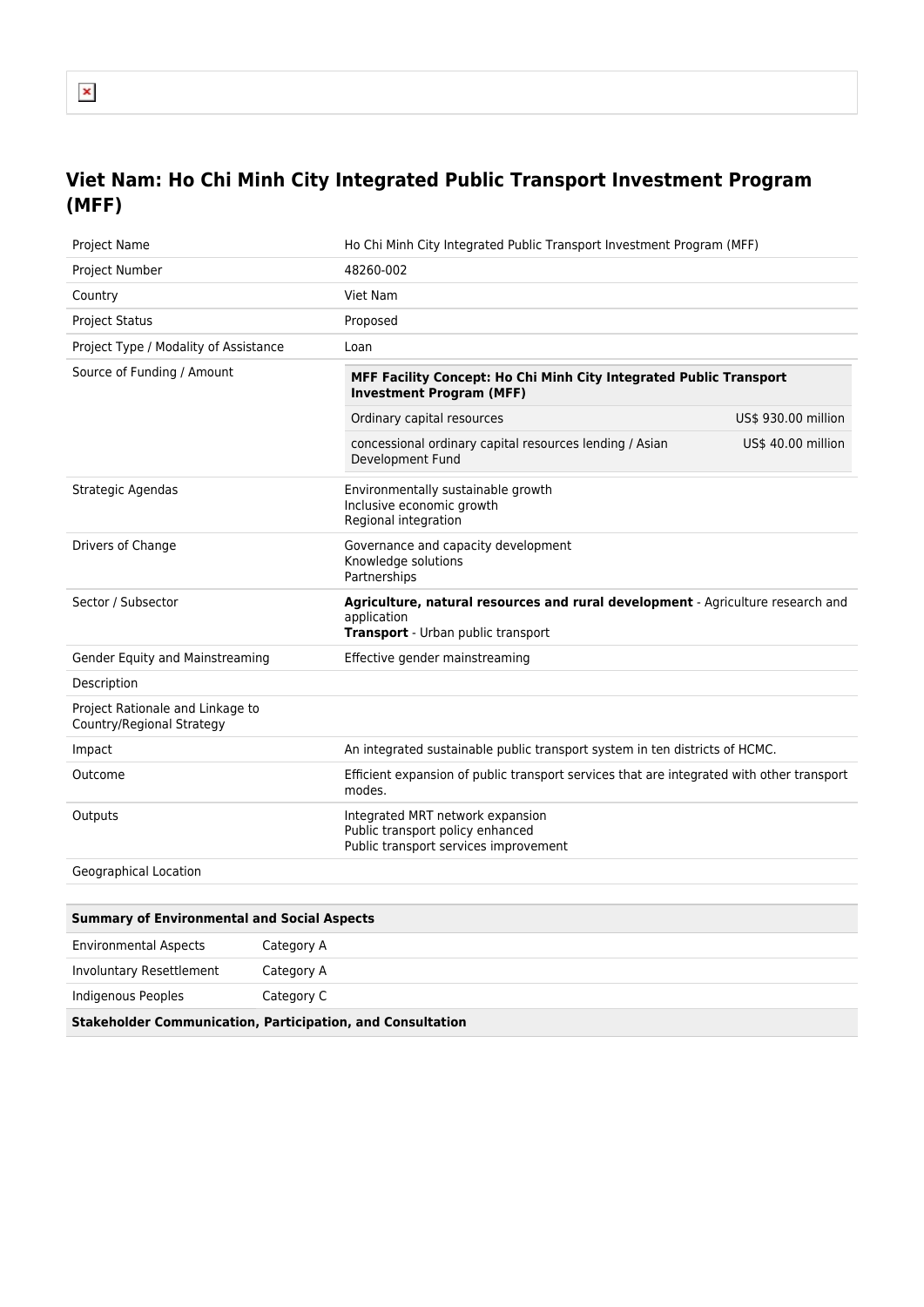# Viet Nam: Ho Chi Minh City Integrated Public Transport Investment Program (MFF)

| | |
|---|---|
| Project Name | Ho Chi Minh City Integrated Public Transport Investment Program (MFF) |
| Project Number | 48260-002 |
| Country | Viet Nam |
| Project Status | Proposed |
| Project Type / Modality of Assistance | Loan |
| Source of Funding / Amount | **MFF Facility Concept: Ho Chi Minh City Integrated Public Transport Investment Program (MFF)**<br>Ordinary capital resources — US$ 930.00 million<br>concessional ordinary capital resources lending / Asian Development Fund — US$ 40.00 million |
| Strategic Agendas | Environmentally sustainable growth<br>Inclusive economic growth<br>Regional integration |
| Drivers of Change | Governance and capacity development<br>Knowledge solutions<br>Partnerships |
| Sector / Subsector | **Agriculture, natural resources and rural development** - Agriculture research and application<br>**Transport** - Urban public transport |
| Gender Equity and Mainstreaming | Effective gender mainstreaming |
| Description | |
| Project Rationale and Linkage to Country/Regional Strategy | |
| Impact | An integrated sustainable public transport system in ten districts of HCMC. |
| Outcome | Efficient expansion of public transport services that are integrated with other transport modes. |
| Outputs | Integrated MRT network expansion<br>Public transport policy enhanced<br>Public transport services improvement |
| Geographical Location | |

| **Summary of Environmental and Social Aspects** | |
|---|---|
| Environmental Aspects | Category A |
| Involuntary Resettlement | Category A |
| Indigenous Peoples | Category C |

**Stakeholder Communication, Participation, and Consultation**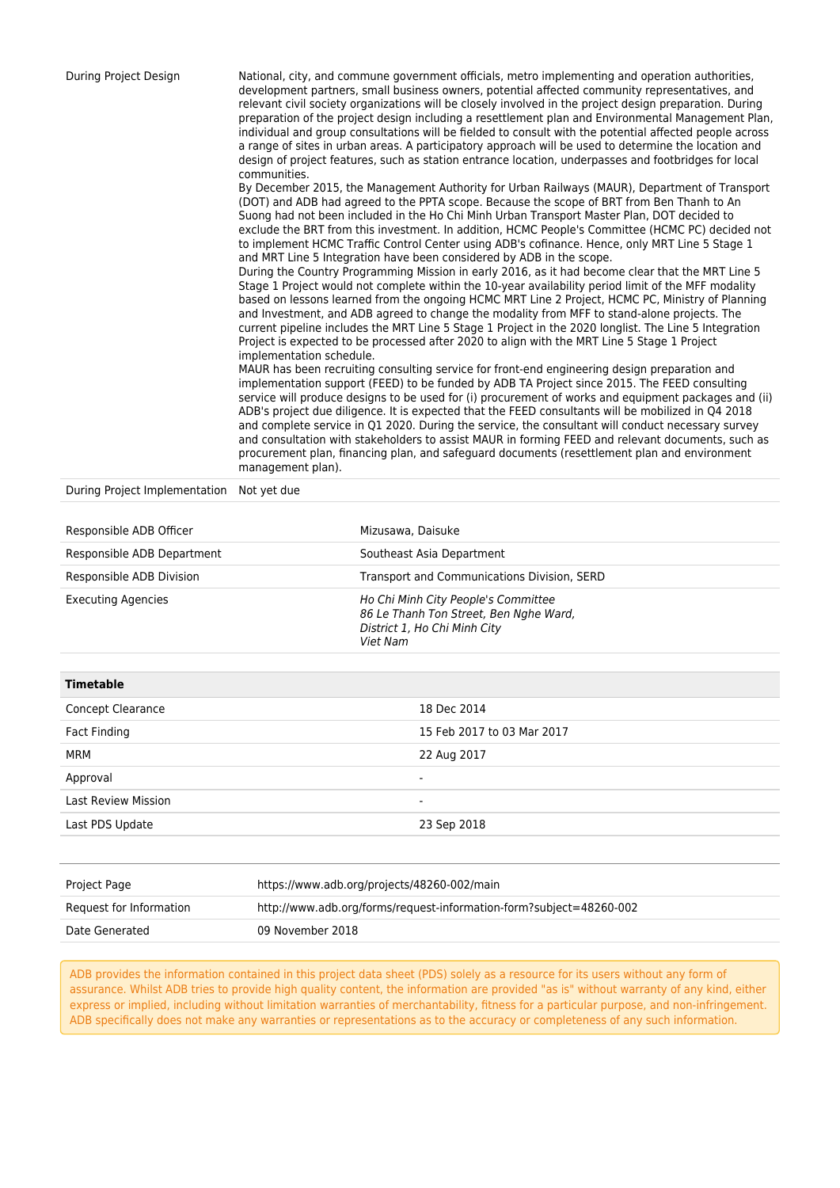| | |
|---|---|
| During Project Design | National, city, and commune government officials, metro implementing and operation authorities, development partners, small business owners, potential affected community representatives, and relevant civil society organizations will be closely involved in the project design preparation. During preparation of the project design including a resettlement plan and Environmental Management Plan, individual and group consultations will be fielded to consult with the potential affected people across a range of sites in urban areas. A participatory approach will be used to determine the location and design of project features, such as station entrance location, underpasses and footbridges for local communities.<br>By December 2015, the Management Authority for Urban Railways (MAUR), Department of Transport (DOT) and ADB had agreed to the PPTA scope. Because the scope of BRT from Ben Thanh to An Suong had not been included in the Ho Chi Minh Urban Transport Master Plan, DOT decided to exclude the BRT from this investment. In addition, HCMC People's Committee (HCMC PC) decided not to implement HCMC Traffic Control Center using ADB's cofinance. Hence, only MRT Line 5 Stage 1 and MRT Line 5 Integration have been considered by ADB in the scope.<br>During the Country Programming Mission in early 2016, as it had become clear that the MRT Line 5 Stage 1 Project would not complete within the 10-year availability period limit of the MFF modality based on lessons learned from the ongoing HCMC MRT Line 2 Project, HCMC PC, Ministry of Planning and Investment, and ADB agreed to change the modality from MFF to stand-alone projects. The current pipeline includes the MRT Line 5 Stage 1 Project in the 2020 longlist. The Line 5 Integration Project is expected to be processed after 2020 to align with the MRT Line 5 Stage 1 Project implementation schedule.<br>MAUR has been recruiting consulting service for front-end engineering design preparation and implementation support (FEED) to be funded by ADB TA Project since 2015. The FEED consulting service will produce designs to be used for (i) procurement of works and equipment packages and (ii) ADB's project due diligence. It is expected that the FEED consultants will be mobilized in Q4 2018 and complete service in Q1 2020. During the service, the consultant will conduct necessary survey and consultation with stakeholders to assist MAUR in forming FEED and relevant documents, such as procurement plan, financing plan, and safeguard documents (resettlement plan and environment management plan). |
| During Project Implementation | Not yet due |

| | |
|---|---|
| Responsible ADB Officer | Mizusawa, Daisuke |
| Responsible ADB Department | Southeast Asia Department |
| Responsible ADB Division | Transport and Communications Division, SERD |
| Executing Agencies | *Ho Chi Minh City People's Committee*<br>*86 Le Thanh Ton Street, Ben Nghe Ward,*<br>*District 1, Ho Chi Minh City*<br>*Viet Nam* |

| **Timetable** | |
|---|---|
| Concept Clearance | 18 Dec 2014 |
| Fact Finding | 15 Feb 2017 to 03 Mar 2017 |
| MRM | 22 Aug 2017 |
| Approval | - |
| Last Review Mission | - |
| Last PDS Update | 23 Sep 2018 |

| | |
|---|---|
| Project Page | https://www.adb.org/projects/48260-002/main |
| Request for Information | http://www.adb.org/forms/request-information-form?subject=48260-002 |
| Date Generated | 09 November 2018 |

ADB provides the information contained in this project data sheet (PDS) solely as a resource for its users without any form of assurance. Whilst ADB tries to provide high quality content, the information are provided "as is" without warranty of any kind, either express or implied, including without limitation warranties of merchantability, fitness for a particular purpose, and non-infringement. ADB specifically does not make any warranties or representations as to the accuracy or completeness of any such information.